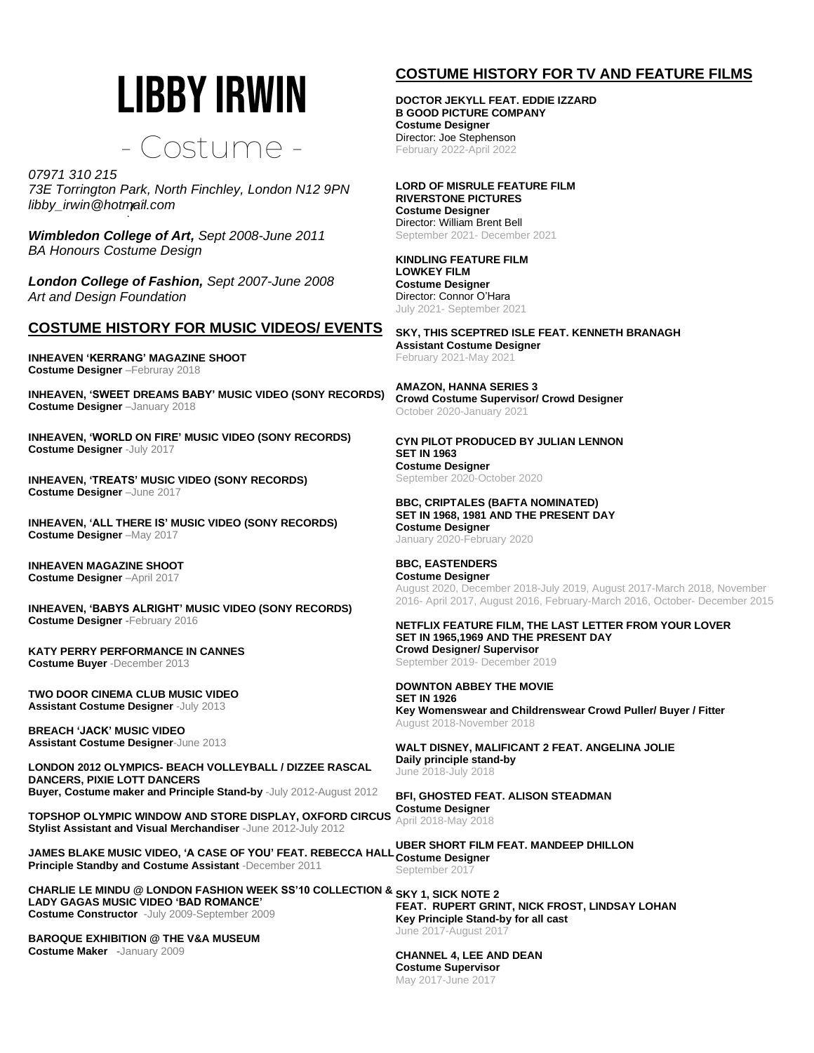# LIBBY IRWIN

## - Costume -

*07971 310 215*
*73E Torrington Park, North Finchley, London N12 9PN*
*libby_irwin@hotmail.com*

***Wimbledon College of Art,** Sept 2008-June 2011*
*BA Honours Costume Design*

***London College of Fashion,** Sept 2007-June 2008*
*Art and Design Foundation*

## COSTUME HISTORY FOR MUSIC VIDEOS/ EVENTS

**INHEAVEN 'KERRANG' MAGAZINE SHOOT**
**Costume Designer** –Februray 2018

**INHEAVEN, 'SWEET DREAMS BABY' MUSIC VIDEO (SONY RECORDS)**
**Costume Designer** –January 2018

**INHEAVEN, 'WORLD ON FIRE' MUSIC VIDEO (SONY RECORDS)**
**Costume Designer** -July 2017

**INHEAVEN, 'TREATS' MUSIC VIDEO (SONY RECORDS)**
**Costume Designer** –June 2017

**INHEAVEN, 'ALL THERE IS' MUSIC VIDEO (SONY RECORDS)**
**Costume Designer** –May 2017

**INHEAVEN MAGAZINE SHOOT**
**Costume Designer** –April 2017

**INHEAVEN, 'BABYS ALRIGHT' MUSIC VIDEO (SONY RECORDS)**
**Costume Designer** -February 2016

**KATY PERRY PERFORMANCE IN CANNES**
**Costume Buyer** -December 2013

**TWO DOOR CINEMA CLUB MUSIC VIDEO**
**Assistant Costume Designer** -July 2013

**BREACH 'JACK' MUSIC VIDEO**
**Assistant Costume Designer**-June 2013

**LONDON 2012 OLYMPICS- BEACH VOLLEYBALL / DIZZEE RASCAL DANCERS, PIXIE LOTT DANCERS**
**Buyer, Costume maker and Principle Stand-by** -July 2012-August 2012

**TOPSHOP OLYMPIC WINDOW AND STORE DISPLAY, OXFORD CIRCUS**
**Stylist Assistant and Visual Merchandiser** -June 2012-July 2012

**JAMES BLAKE MUSIC VIDEO, 'A CASE OF YOU' FEAT. REBECCA HALL**
**Principle Standby and Costume Assistant** -December 2011

**CHARLIE LE MINDU @ LONDON FASHION WEEK SS'10 COLLECTION & LADY GAGAS MUSIC VIDEO 'BAD ROMANCE'**
**Costume Constructor** -July 2009-September 2009

**BAROQUE EXHIBITION @ THE V&A MUSEUM**
**Costume Maker** -January 2009

## COSTUME HISTORY FOR TV AND FEATURE FILMS

**DOCTOR JEKYLL FEAT. EDDIE IZZARD**
**B GOOD PICTURE COMPANY**
**Costume Designer**
Director: Joe Stephenson
February 2022-April 2022

**LORD OF MISRULE FEATURE FILM**
**RIVERSTONE PICTURES**
**Costume Designer**
Director: William Brent Bell
September 2021- December 2021

**KINDLING FEATURE FILM**
**LOWKEY FILM**
**Costume Designer**
Director: Connor O'Hara
July 2021- September 2021

**SKY, THIS SCEPTRED ISLE FEAT. KENNETH BRANAGH**
**Assistant Costume Designer**
February 2021-May 2021

**AMAZON, HANNA SERIES 3**
**Crowd Costume Supervisor/ Crowd Designer**
October 2020-January 2021

**CYN PILOT PRODUCED BY JULIAN LENNON**
**SET IN 1963**
**Costume Designer**
September 2020-October 2020

**BBC, CRIPTALES (BAFTA NOMINATED)**
**SET IN 1968, 1981 AND THE PRESENT DAY**
**Costume Designer**
January 2020-February 2020

**BBC, EASTENDERS**
**Costume Designer**
August 2020, December 2018-July 2019, August 2017-March 2018, November 2016- April 2017, August 2016, February-March 2016, October- December 2015

**NETFLIX FEATURE FILM, THE LAST LETTER FROM YOUR LOVER**
**SET IN 1965,1969 AND THE PRESENT DAY**
**Crowd Designer/ Supervisor**
September 2019- December 2019

**DOWNTON ABBEY THE MOVIE**
**SET IN 1926**
**Key Womenswear and Childrenswear Crowd Puller/ Buyer / Fitter**
August 2018-November 2018

**WALT DISNEY, MALIFICANT 2 FEAT. ANGELINA JOLIE**
**Daily principle stand-by**
June 2018-July 2018

**BFI, GHOSTED FEAT. ALISON STEADMAN**
**Costume Designer**
April 2018-May 2018

**UBER SHORT FILM FEAT. MANDEEP DHILLON**
**Costume Designer**
September 2017

**SKY 1, SICK NOTE 2**
**FEAT. RUPERT GRINT, NICK FROST, LINDSAY LOHAN**
**Key Principle Stand-by for all cast**
June 2017-August 2017

**CHANNEL 4, LEE AND DEAN**
**Costume Supervisor**
May 2017-June 2017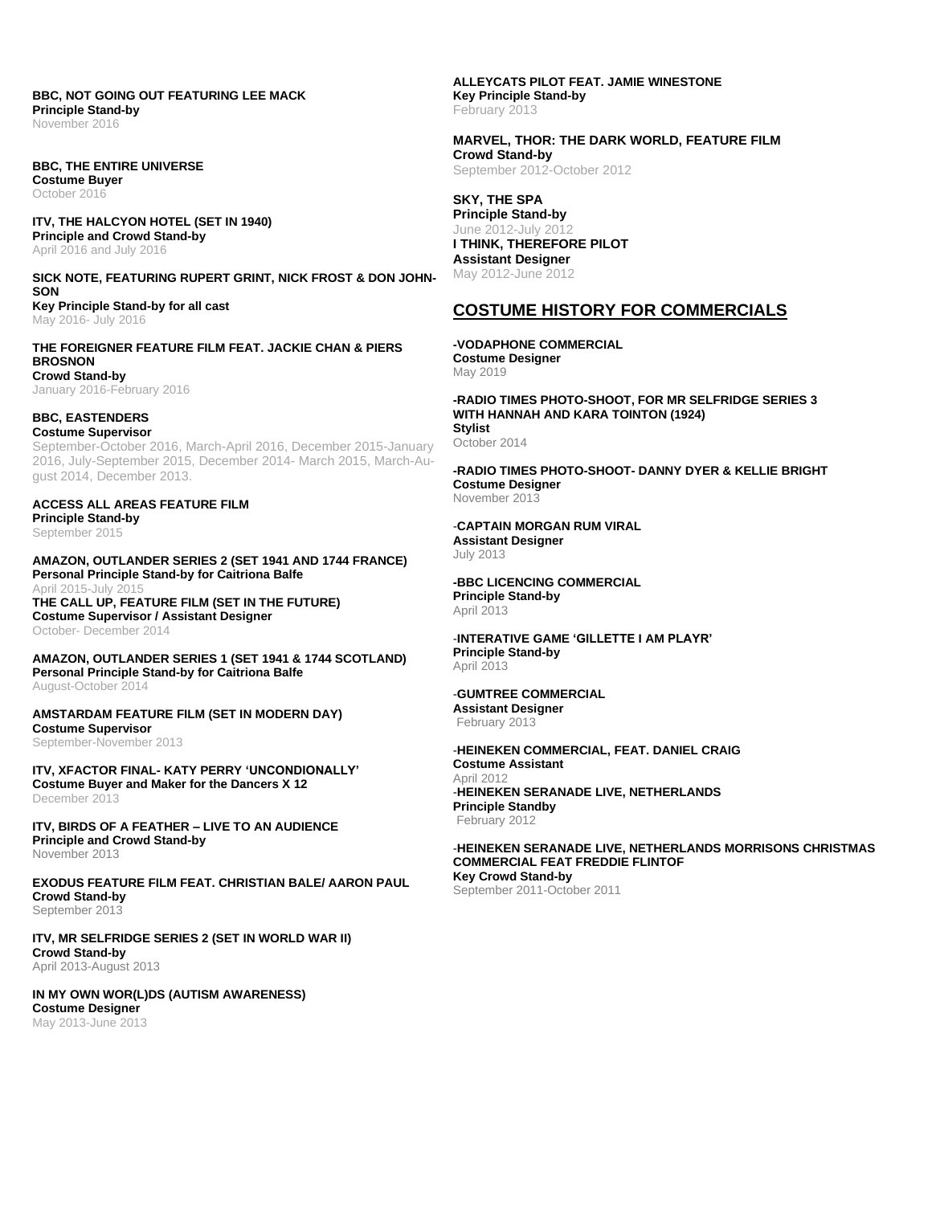**BBC, NOT GOING OUT FEATURING LEE MACK**
**Principle Stand-by**
November 2016

**BBC, THE ENTIRE UNIVERSE**
**Costume Buyer**
October 2016

**ITV, THE HALCYON HOTEL (SET IN 1940)**
**Principle and Crowd Stand-by**
April 2016 and July 2016

**SICK NOTE, FEATURING RUPERT GRINT, NICK FROST & DON JOHN-SON**
**Key Principle Stand-by for all cast**
May 2016- July 2016

**THE FOREIGNER FEATURE FILM FEAT. JACKIE CHAN & PIERS BROSNON**
**Crowd Stand-by**
January 2016-February 2016

**BBC, EASTENDERS**
**Costume Supervisor**
September-October 2016, March-April 2016, December 2015-January 2016, July-September 2015, December 2014- March 2015, March-August 2014, December 2013.

**ACCESS ALL AREAS FEATURE FILM**
**Principle Stand-by**
September 2015

**AMAZON, OUTLANDER SERIES 2 (SET 1941 AND 1744 FRANCE)**
**Personal Principle Stand-by for Caitriona Balfe**
April 2015-July 2015

**THE CALL UP, FEATURE FILM (SET IN THE FUTURE)**
**Costume Supervisor / Assistant Designer**
October- December 2014

**AMAZON, OUTLANDER SERIES 1 (SET 1941 & 1744 SCOTLAND)**
**Personal Principle Stand-by for Caitriona Balfe**
August-October 2014

**AMSTARDAM FEATURE FILM (SET IN MODERN DAY)**
**Costume Supervisor**
September-November 2013

**ITV, XFACTOR FINAL- KATY PERRY 'UNCONDIONALLY'**
**Costume Buyer and Maker for the Dancers X 12**
December 2013

**ITV, BIRDS OF A FEATHER – LIVE TO AN AUDIENCE**
**Principle and Crowd Stand-by**
November 2013

**EXODUS FEATURE FILM FEAT. CHRISTIAN BALE/ AARON PAUL**
**Crowd Stand-by**
September 2013

**ITV, MR SELFRIDGE SERIES 2 (SET IN WORLD WAR II)**
**Crowd Stand-by**
April 2013-August 2013

**IN MY OWN WOR(L)DS (AUTISM AWARENESS)**
**Costume Designer**
May 2013-June 2013

**ALLEYCATS PILOT FEAT. JAMIE WINESTONE**
**Key Principle Stand-by**
February 2013

**MARVEL, THOR: THE DARK WORLD, FEATURE FILM**
**Crowd Stand-by**
September 2012-October 2012

**SKY, THE SPA**
**Principle Stand-by**
June 2012-July 2012

**I THINK, THEREFORE PILOT**
**Assistant Designer**
May 2012-June 2012

## COSTUME HISTORY FOR COMMERCIALS

**-VODAPHONE COMMERCIAL**
**Costume Designer**
May 2019

**-RADIO TIMES PHOTO-SHOOT, FOR MR SELFRIDGE SERIES 3 WITH HANNAH AND KARA TOINTON (1924)**
**Stylist**
October 2014

**-RADIO TIMES PHOTO-SHOOT- DANNY DYER & KELLIE BRIGHT**
**Costume Designer**
November 2013

-**CAPTAIN MORGAN RUM VIRAL**
**Assistant Designer**
July 2013

**-BBC LICENCING COMMERCIAL**
**Principle Stand-by**
April 2013

-**INTERATIVE GAME 'GILLETTE I AM PLAYR'**
**Principle Stand-by**
April 2013

-**GUMTREE COMMERCIAL**
**Assistant Designer**
February 2013

-**HEINEKEN COMMERCIAL, FEAT. DANIEL CRAIG**
**Costume Assistant**
April 2012

-**HEINEKEN SERANADE LIVE, NETHERLANDS**
**Principle Standby**
February 2012

-**HEINEKEN SERANADE LIVE, NETHERLANDS MORRISONS CHRISTMAS COMMERCIAL FEAT FREDDIE FLINTOF**
**Key Crowd Stand-by**
September 2011-October 2011